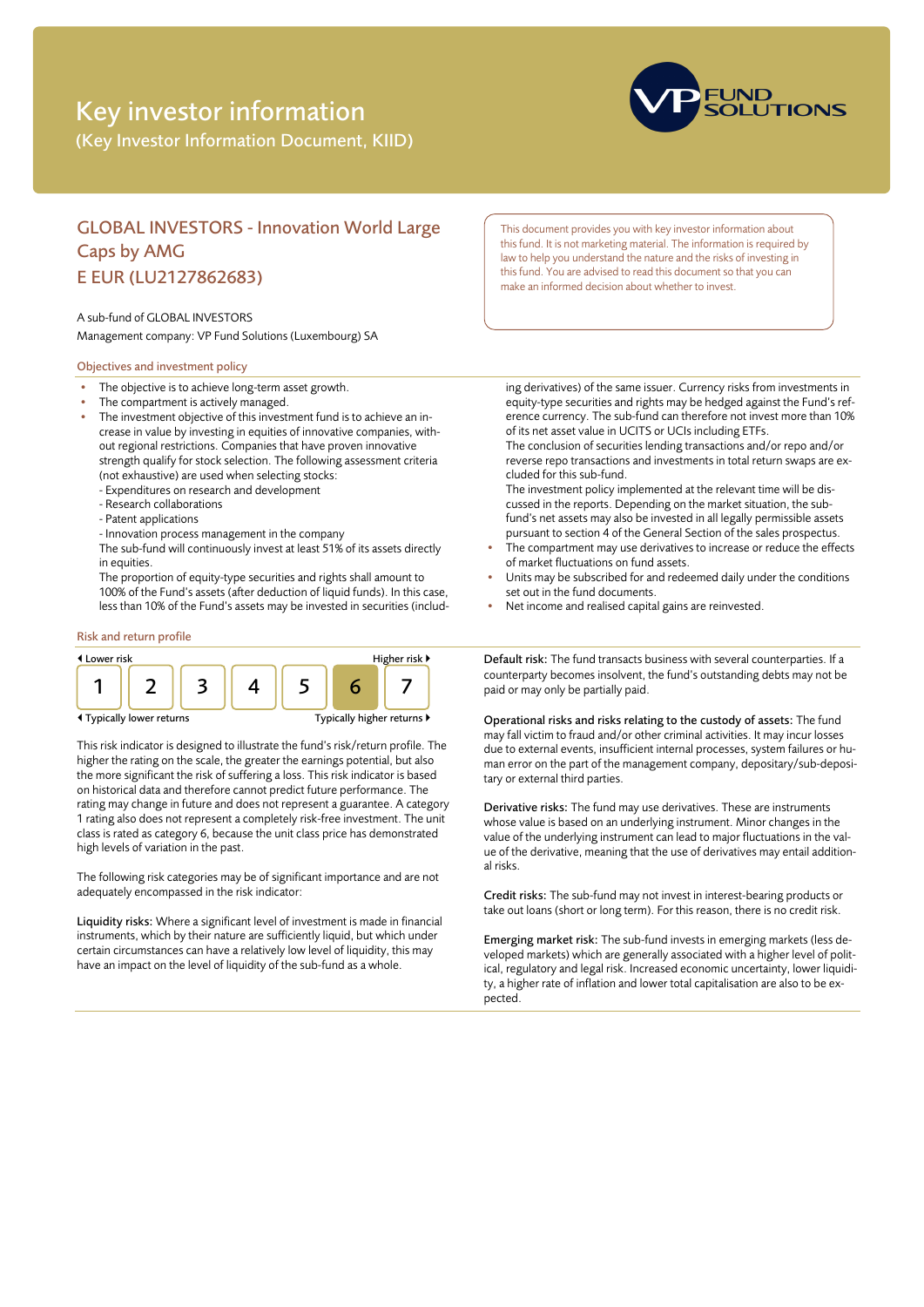# Key investor information

(Key Investor Information Document, KIID)

VP FUND SOLUTIONS

## GLOBAL INVESTORS - Innovation World Large Caps by AMG E EUR (LU2127862683)

This document provides you with key investor information about this fund. It is not marketing material. The information is required by law to help you understand the nature and the risks of investing in this fund. You are advised to read this document so that you can make an informed decision about whether to invest.

A sub-fund of GLOBAL INVESTORS

Management company: VP Fund Solutions (Luxembourg) SA

### Objectives and investment policy

- The objective is to achieve long-term asset growth.
- The compartment is actively managed.
- The investment objective of this investment fund is to achieve an increase in value by investing in equities of innovative companies, without regional restrictions. Companies that have proven innovative strength qualify for stock selection. The following assessment criteria (not exhaustive) are used when selecting stocks:
  - Expenditures on research and development
  - Research collaborations
  - Patent applications
  - Innovation process management in the company

  The sub-fund will continuously invest at least 51% of its assets directly in equities.

  The proportion of equity-type securities and rights shall amount to 100% of the Fund's assets (after deduction of liquid funds). In this case, less than 10% of the Fund's assets may be invested in securities (including derivatives) of the same issuer. Currency risks from investments in equity-type securities and rights may be hedged against the Fund's reference currency. The sub-fund can therefore not invest more than 10% of its net asset value in UCITS or UCIs including ETFs.

  The conclusion of securities lending transactions and/or repo and/or reverse repo transactions and investments in total return swaps are excluded for this sub-fund.

  The investment policy implemented at the relevant time will be discussed in the reports. Depending on the market situation, the sub-fund's net assets may also be invested in all legally permissible assets pursuant to section 4 of the General Section of the sales prospectus.
- The compartment may use derivatives to increase or reduce the effects of market fluctuations on fund assets.
- Units may be subscribed for and redeemed daily under the conditions set out in the fund documents.
- Net income and realised capital gains are reinvested.

### Risk and return profile

| ◂ Lower risk | | | | | | Higher risk ▸ |
|---|---|---|---|---|---|---|
| 1 | 2 | 3 | 4 | 5 | **6** | 7 |
| ◂ Typically lower returns | | | | | | Typically higher returns ▸ |

This risk indicator is designed to illustrate the fund's risk/return profile. The higher the rating on the scale, the greater the earnings potential, but also the more significant the risk of suffering a loss. This risk indicator is based on historical data and therefore cannot predict future performance. The rating may change in future and does not represent a guarantee. A category 1 rating also does not represent a completely risk-free investment. The unit class is rated as category 6, because the unit class price has demonstrated high levels of variation in the past.

The following risk categories may be of significant importance and are not adequately encompassed in the risk indicator:

**Liquidity risks:** Where a significant level of investment is made in financial instruments, which by their nature are sufficiently liquid, but which under certain circumstances can have a relatively low level of liquidity, this may have an impact on the level of liquidity of the sub-fund as a whole.

**Default risk:** The fund transacts business with several counterparties. If a counterparty becomes insolvent, the fund's outstanding debts may not be paid or may only be partially paid.

**Operational risks and risks relating to the custody of assets:** The fund may fall victim to fraud and/or other criminal activities. It may incur losses due to external events, insufficient internal processes, system failures or human error on the part of the management company, depositary/sub-depositary or external third parties.

**Derivative risks:** The fund may use derivatives. These are instruments whose value is based on an underlying instrument. Minor changes in the value of the underlying instrument can lead to major fluctuations in the value of the derivative, meaning that the use of derivatives may entail additional risks.

**Credit risks:** The sub-fund may not invest in interest-bearing products or take out loans (short or long term). For this reason, there is no credit risk.

**Emerging market risk:** The sub-fund invests in emerging markets (less developed markets) which are generally associated with a higher level of political, regulatory and legal risk. Increased economic uncertainty, lower liquidity, a higher rate of inflation and lower total capitalisation are also to be expected.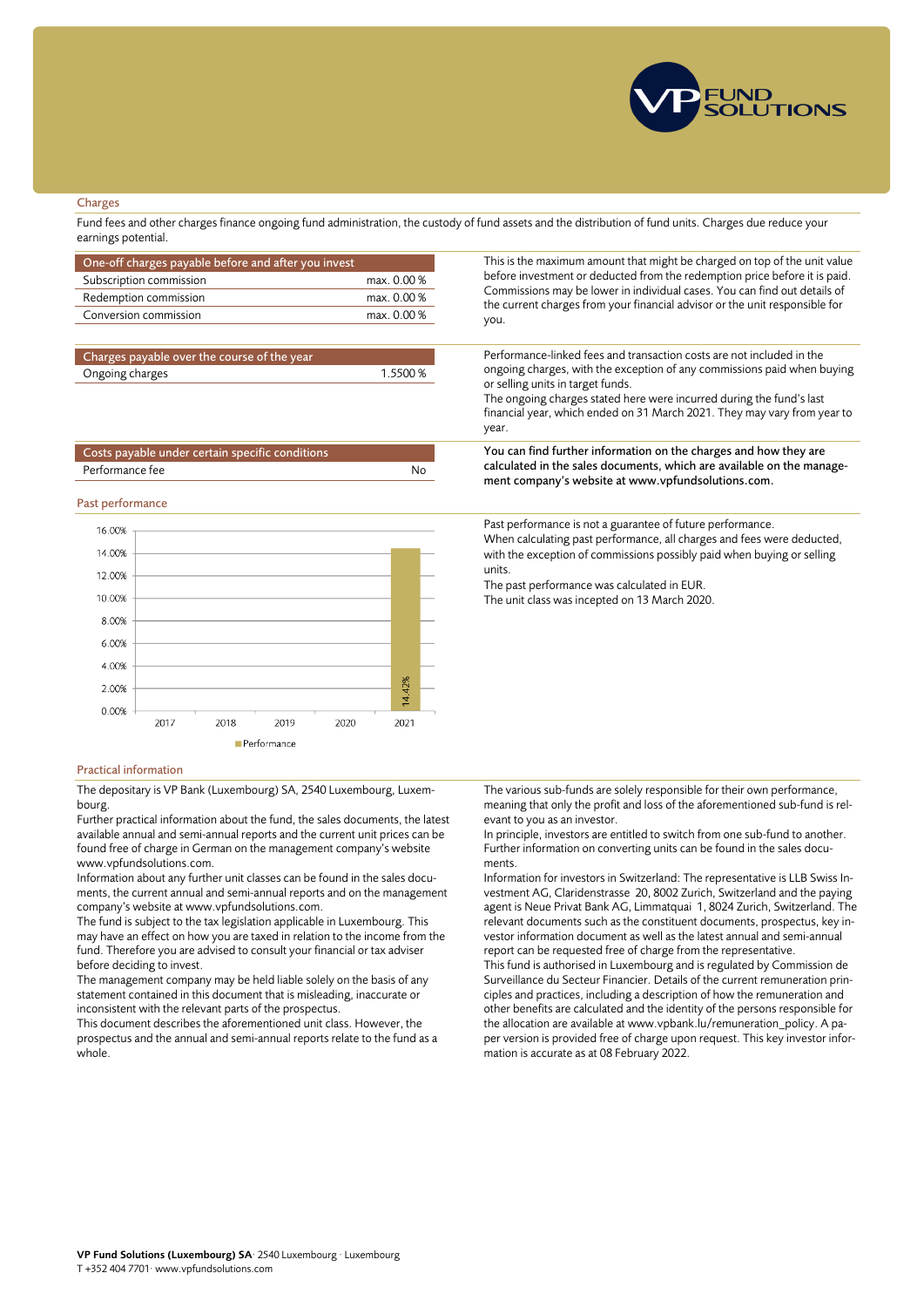## Charges

Fund fees and other charges finance ongoing fund administration, the custody of fund assets and the distribution of fund units. Charges due reduce your earnings potential.

| One-off charges payable before and after you invest | |
|---|---|
| Subscription commission | max. 0.00 % |
| Redemption commission | max. 0.00 % |
| Conversion commission | max. 0.00 % |

This is the maximum amount that might be charged on top of the unit value before investment or deducted from the redemption price before it is paid. Commissions may be lower in individual cases. You can find out details of the current charges from your financial advisor or the unit responsible for you.

| Charges payable over the course of the year | |
|---|---|
| Ongoing charges | 1.5500 % |

Performance-linked fees and transaction costs are not included in the ongoing charges, with the exception of any commissions paid when buying or selling units in target funds.
The ongoing charges stated here were incurred during the fund's last financial year, which ended on 31 March 2021. They may vary from year to year.

| Costs payable under certain specific conditions | |
|---|---|
| Performance fee | No |

**You can find further information on the charges and how they are calculated in the sales documents, which are available on the management company's website at www.vpfundsolutions.com.**

## Past performance

16.00%
14.00%
12.00%
10.00%
8.00%
6.00%
4.00%
2.00%
0.00%
2017 2018 2019 2020 2021
14.42%
Performance

Past performance is not a guarantee of future performance.
When calculating past performance, all charges and fees were deducted, with the exception of commissions possibly paid when buying or selling units.
The past performance was calculated in EUR.
The unit class was incepted on 13 March 2020.

## Practical information

The depositary is VP Bank (Luxembourg) SA, 2540 Luxembourg, Luxembourg.
Further practical information about the fund, the sales documents, the latest available annual and semi-annual reports and the current unit prices can be found free of charge in German on the management company's website www.vpfundsolutions.com.
Information about any further unit classes can be found in the sales documents, the current annual and semi-annual reports and on the management company's website at www.vpfundsolutions.com.
The fund is subject to the tax legislation applicable in Luxembourg. This may have an effect on how you are taxed in relation to the income from the fund. Therefore you are advised to consult your financial or tax adviser before deciding to invest.
The management company may be held liable solely on the basis of any statement contained in this document that is misleading, inaccurate or inconsistent with the relevant parts of the prospectus.
This document describes the aforementioned unit class. However, the prospectus and the annual and semi-annual reports relate to the fund as a whole.

The various sub-funds are solely responsible for their own performance, meaning that only the profit and loss of the aforementioned sub-fund is relevant to you as an investor.
In principle, investors are entitled to switch from one sub-fund to another. Further information on converting units can be found in the sales documents.
Information for investors in Switzerland: The representative is LLB Swiss Investment AG, Claridenstrasse 20, 8002 Zurich, Switzerland and the paying agent is Neue Privat Bank AG, Limmatquai 1, 8024 Zurich, Switzerland. The relevant documents such as the constituent documents, prospectus, key investor information document as well as the latest annual and semi-annual report can be requested free of charge from the representative.
This fund is authorised in Luxembourg and is regulated by Commission de Surveillance du Secteur Financier. Details of the current remuneration principles and practices, including a description of how the remuneration and other benefits are calculated and the identity of the persons responsible for the allocation are available at www.vpbank.lu/remuneration_policy. A paper version is provided free of charge upon request. This key investor information is accurate as at 08 February 2022.

**VP Fund Solutions (Luxembourg) SA** · 2540 Luxembourg · Luxembourg
T +352 404 7701 · www.vpfundsolutions.com